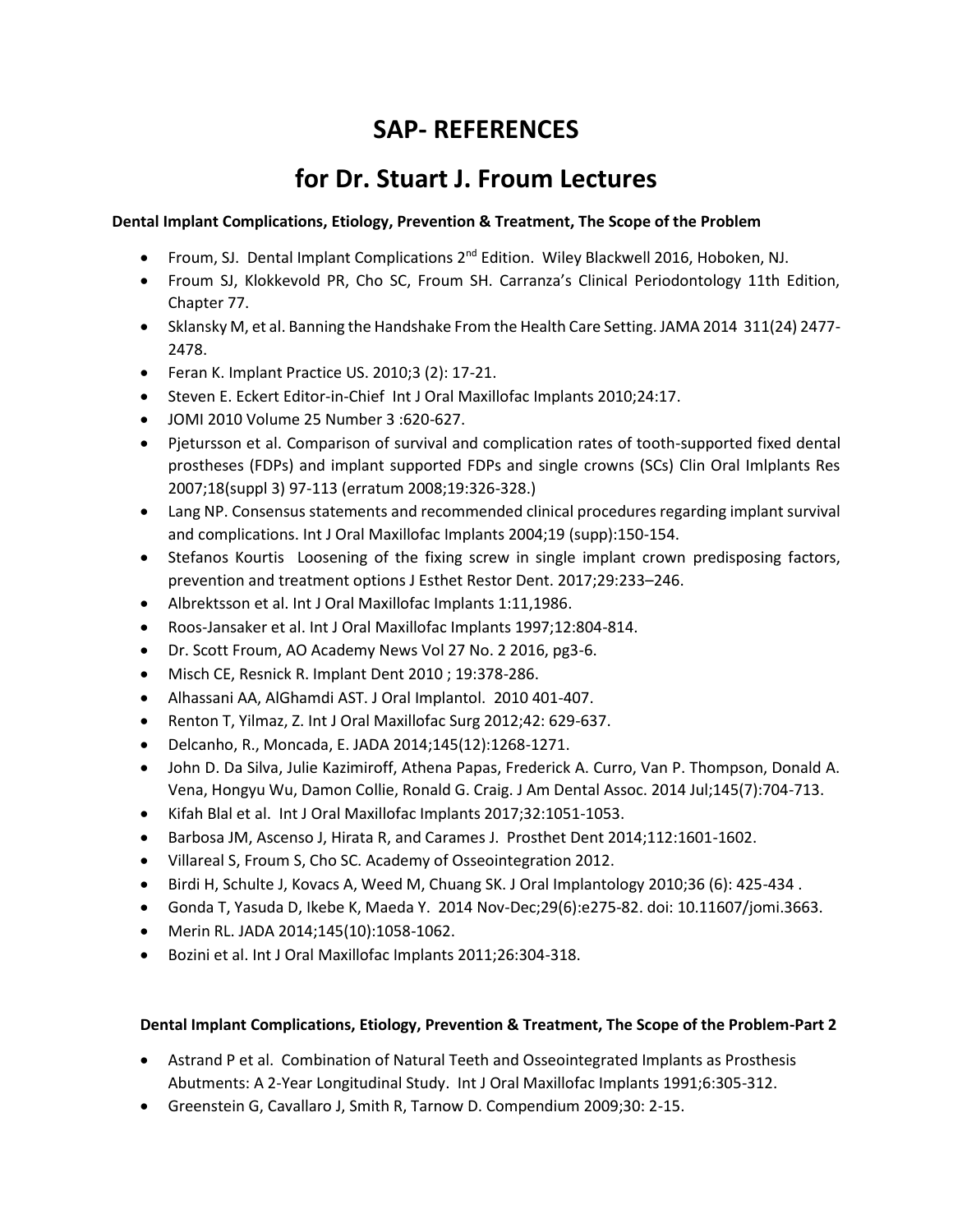# SAP- REFERENCES

# for Dr. Stuart J. Froum Lectures

**Dental Implant Complications, Etiology, Prevention & Treatment, The Scope of the Problem**

- Froum, SJ. Dental Implant Complications 2nd Edition. Wiley Blackwell 2016, Hoboken, NJ.
- Froum SJ, Klokkevold PR, Cho SC, Froum SH. Carranza's Clinical Periodontology 11th Edition, Chapter 77.
- Sklansky M, et al. Banning the Handshake From the Health Care Setting. JAMA 2014 311(24) 2477-2478.
- Feran K. Implant Practice US. 2010;3 (2): 17-21.
- Steven E. Eckert Editor-in-Chief Int J Oral Maxillofac Implants 2010;24:17.
- JOMI 2010 Volume 25 Number 3 :620-627.
- Pjetursson et al. Comparison of survival and complication rates of tooth-supported fixed dental prostheses (FDPs) and implant supported FDPs and single crowns (SCs) Clin Oral Imlplants Res 2007;18(suppl 3) 97-113 (erratum 2008;19:326-328.)
- Lang NP. Consensus statements and recommended clinical procedures regarding implant survival and complications. Int J Oral Maxillofac Implants 2004;19 (supp):150-154.
- Stefanos Kourtis Loosening of the fixing screw in single implant crown predisposing factors, prevention and treatment options J Esthet Restor Dent. 2017;29:233–246.
- Albrektsson et al. Int J Oral Maxillofac Implants 1:11,1986.
- Roos-Jansaker et al. Int J Oral Maxillofac Implants 1997;12:804-814.
- Dr. Scott Froum, AO Academy News Vol 27 No. 2 2016, pg3-6.
- Misch CE, Resnick R. Implant Dent 2010 ; 19:378-286.
- Alhassani AA, AlGhamdi AST. J Oral Implantol. 2010 401-407.
- Renton T, Yilmaz, Z. Int J Oral Maxillofac Surg 2012;42: 629-637.
- Delcanho, R., Moncada, E. JADA 2014;145(12):1268-1271.
- John D. Da Silva, Julie Kazimiroff, Athena Papas, Frederick A. Curro, Van P. Thompson, Donald A. Vena, Hongyu Wu, Damon Collie, Ronald G. Craig. J Am Dental Assoc. 2014 Jul;145(7):704-713.
- Kifah Blal et al. Int J Oral Maxillofac Implants 2017;32:1051-1053.
- Barbosa JM, Ascenso J, Hirata R, and Carames J. Prosthet Dent 2014;112:1601-1602.
- Villareal S, Froum S, Cho SC. Academy of Osseointegration 2012.
- Birdi H, Schulte J, Kovacs A, Weed M, Chuang SK. J Oral Implantology 2010;36 (6): 425-434 .
- Gonda T, Yasuda D, Ikebe K, Maeda Y. 2014 Nov-Dec;29(6):e275-82. doi: 10.11607/jomi.3663.
- Merin RL. JADA 2014;145(10):1058-1062.
- Bozini et al. Int J Oral Maxillofac Implants 2011;26:304-318.

**Dental Implant Complications, Etiology, Prevention & Treatment, The Scope of the Problem-Part 2**

- Astrand P et al. Combination of Natural Teeth and Osseointegrated Implants as Prosthesis Abutments: A 2-Year Longitudinal Study. Int J Oral Maxillofac Implants 1991;6:305-312.
- Greenstein G, Cavallaro J, Smith R, Tarnow D. Compendium 2009;30: 2-15.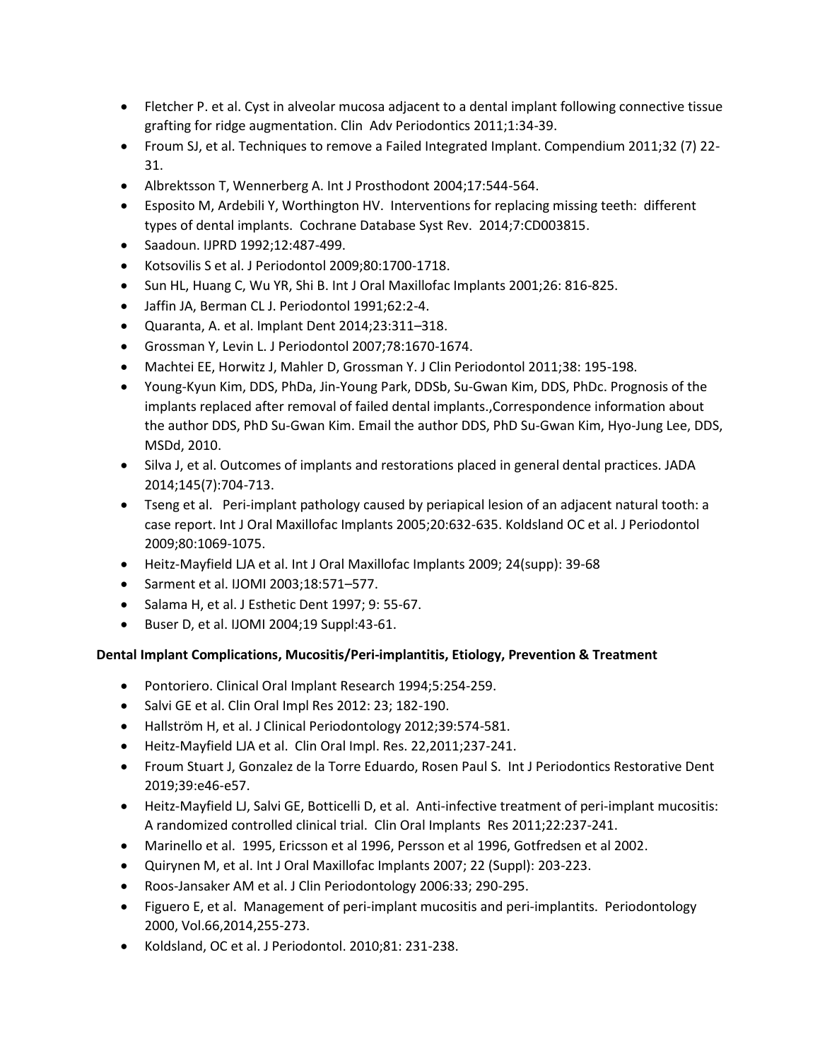- Fletcher P. et al. Cyst in alveolar mucosa adjacent to a dental implant following connective tissue grafting for ridge augmentation. Clin Adv Periodontics 2011;1:34-39.
- Froum SJ, et al. Techniques to remove a Failed Integrated Implant. Compendium 2011;32 (7) 22-31.
- Albrektsson T, Wennerberg A. Int J Prosthodont 2004;17:544-564.
- Esposito M, Ardebili Y, Worthington HV. Interventions for replacing missing teeth: different types of dental implants. Cochrane Database Syst Rev. 2014;7:CD003815.
- Saadoun. IJPRD 1992;12:487-499.
- Kotsovilis S et al. J Periodontol 2009;80:1700-1718.
- Sun HL, Huang C, Wu YR, Shi B. Int J Oral Maxillofac Implants 2001;26: 816-825.
- Jaffin JA, Berman CL J. Periodontol 1991;62:2-4.
- Quaranta, A. et al. Implant Dent 2014;23:311–318.
- Grossman Y, Levin L. J Periodontol 2007;78:1670-1674.
- Machtei EE, Horwitz J, Mahler D, Grossman Y. J Clin Periodontol 2011;38: 195-198.
- Young-Kyun Kim, DDS, PhDa, Jin-Young Park, DDSb, Su-Gwan Kim, DDS, PhDc. Prognosis of the implants replaced after removal of failed dental implants.,Correspondence information about the author DDS, PhD Su-Gwan Kim. Email the author DDS, PhD Su-Gwan Kim, Hyo-Jung Lee, DDS, MSDd, 2010.
- Silva J, et al. Outcomes of implants and restorations placed in general dental practices. JADA 2014;145(7):704-713.
- Tseng et al. Peri-implant pathology caused by periapical lesion of an adjacent natural tooth: a case report. Int J Oral Maxillofac Implants 2005;20:632-635. Koldsland OC et al. J Periodontol 2009;80:1069-1075.
- Heitz-Mayfield LJA et al. Int J Oral Maxillofac Implants 2009; 24(supp): 39-68
- Sarment et al. IJOMI 2003;18:571–577.
- Salama H, et al. J Esthetic Dent 1997; 9: 55-67.
- Buser D, et al. IJOMI 2004;19 Suppl:43-61.

**Dental Implant Complications, Mucositis/Peri-implantitis, Etiology, Prevention & Treatment**

- Pontoriero. Clinical Oral Implant Research 1994;5:254-259.
- Salvi GE et al. Clin Oral Impl Res 2012: 23; 182-190.
- Hallström H, et al. J Clinical Periodontology 2012;39:574-581.
- Heitz-Mayfield LJA et al. Clin Oral Impl. Res. 22,2011;237-241.
- Froum Stuart J, Gonzalez de la Torre Eduardo, Rosen Paul S. Int J Periodontics Restorative Dent 2019;39:e46-e57.
- Heitz-Mayfield LJ, Salvi GE, Botticelli D, et al. Anti-infective treatment of peri-implant mucositis: A randomized controlled clinical trial. Clin Oral Implants Res 2011;22:237-241.
- Marinello et al. 1995, Ericsson et al 1996, Persson et al 1996, Gotfredsen et al 2002.
- Quirynen M, et al. Int J Oral Maxillofac Implants 2007; 22 (Suppl): 203-223.
- Roos-Jansaker AM et al. J Clin Periodontology 2006:33; 290-295.
- Figuero E, et al. Management of peri-implant mucositis and peri-implantits. Periodontology 2000, Vol.66,2014,255-273.
- Koldsland, OC et al. J Periodontol. 2010;81: 231-238.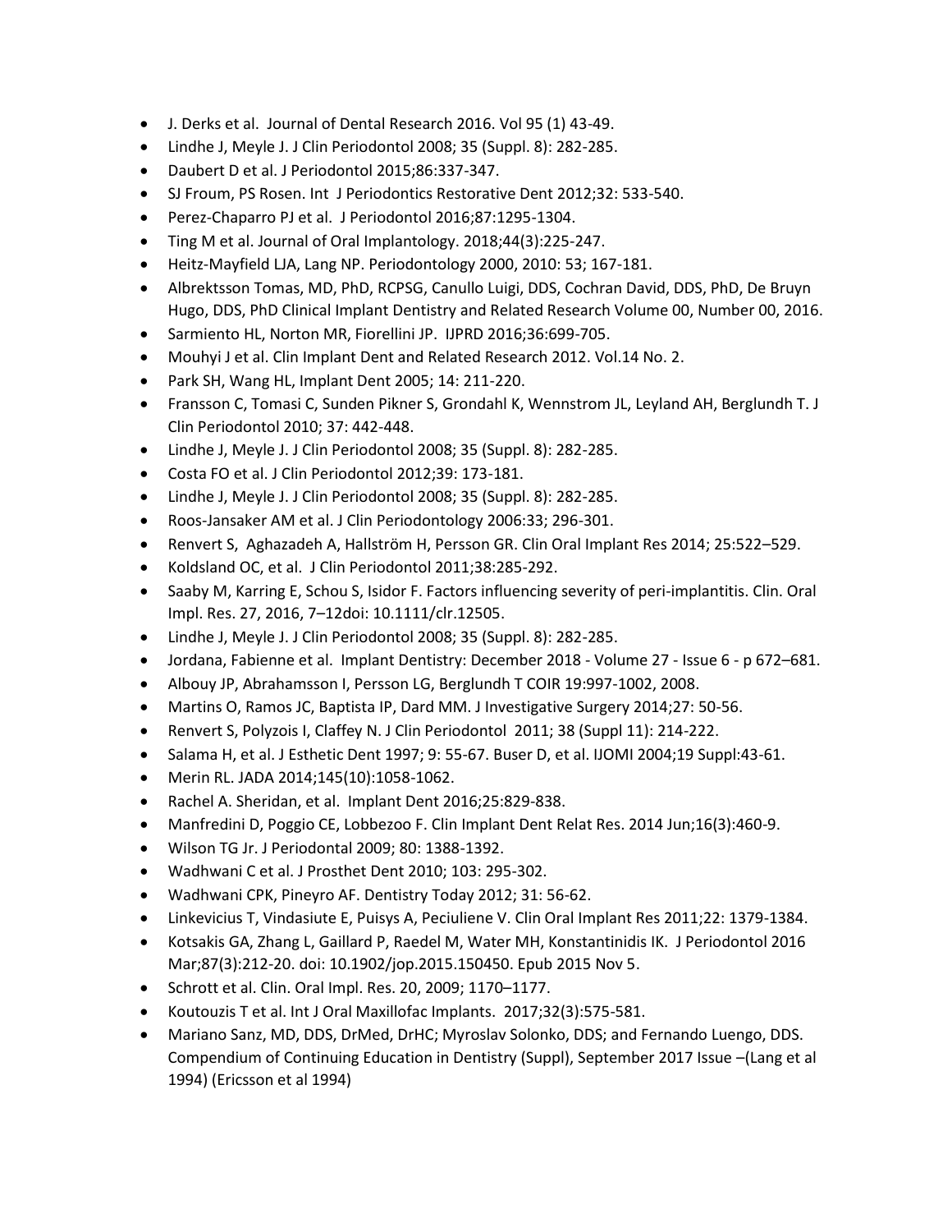- J. Derks et al. Journal of Dental Research 2016. Vol 95 (1) 43-49.
- Lindhe J, Meyle J. J Clin Periodontol 2008; 35 (Suppl. 8): 282-285.
- Daubert D et al. J Periodontol 2015;86:337-347.
- SJ Froum, PS Rosen. Int J Periodontics Restorative Dent 2012;32: 533-540.
- Perez-Chaparro PJ et al. J Periodontol 2016;87:1295-1304.
- Ting M et al. Journal of Oral Implantology. 2018;44(3):225-247.
- Heitz-Mayfield LJA, Lang NP. Periodontology 2000, 2010: 53; 167-181.
- Albrektsson Tomas, MD, PhD, RCPSG, Canullo Luigi, DDS, Cochran David, DDS, PhD, De Bruyn Hugo, DDS, PhD Clinical Implant Dentistry and Related Research Volume 00, Number 00, 2016.
- Sarmiento HL, Norton MR, Fiorellini JP. IJPRD 2016;36:699-705.
- Mouhyi J et al. Clin Implant Dent and Related Research 2012. Vol.14 No. 2.
- Park SH, Wang HL, Implant Dent 2005; 14: 211-220.
- Fransson C, Tomasi C, Sunden Pikner S, Grondahl K, Wennstrom JL, Leyland AH, Berglundh T. J Clin Periodontol 2010; 37: 442-448.
- Lindhe J, Meyle J. J Clin Periodontol 2008; 35 (Suppl. 8): 282-285.
- Costa FO et al. J Clin Periodontol 2012;39: 173-181.
- Lindhe J, Meyle J. J Clin Periodontol 2008; 35 (Suppl. 8): 282-285.
- Roos-Jansaker AM et al. J Clin Periodontology 2006:33; 296-301.
- Renvert S, Aghazadeh A, Hallström H, Persson GR. Clin Oral Implant Res 2014; 25:522–529.
- Koldsland OC, et al. J Clin Periodontol 2011;38:285-292.
- Saaby M, Karring E, Schou S, Isidor F. Factors influencing severity of peri-implantitis. Clin. Oral Impl. Res. 27, 2016, 7–12doi: 10.1111/clr.12505.
- Lindhe J, Meyle J. J Clin Periodontol 2008; 35 (Suppl. 8): 282-285.
- Jordana, Fabienne et al. Implant Dentistry: December 2018 - Volume 27 - Issue 6 - p 672–681.
- Albouy JP, Abrahamsson I, Persson LG, Berglundh T COIR 19:997-1002, 2008.
- Martins O, Ramos JC, Baptista IP, Dard MM. J Investigative Surgery 2014;27: 50-56.
- Renvert S, Polyzois I, Claffey N. J Clin Periodontol 2011; 38 (Suppl 11): 214-222.
- Salama H, et al. J Esthetic Dent 1997; 9: 55-67. Buser D, et al. IJOMI 2004;19 Suppl:43-61.
- Merin RL. JADA 2014;145(10):1058-1062.
- Rachel A. Sheridan, et al. Implant Dent 2016;25:829-838.
- Manfredini D, Poggio CE, Lobbezoo F. Clin Implant Dent Relat Res. 2014 Jun;16(3):460-9.
- Wilson TG Jr. J Periodontal 2009; 80: 1388-1392.
- Wadhwani C et al. J Prosthet Dent 2010; 103: 295-302.
- Wadhwani CPK, Pineyro AF. Dentistry Today 2012; 31: 56-62.
- Linkevicius T, Vindasiute E, Puisys A, Peciuliene V. Clin Oral Implant Res 2011;22: 1379-1384.
- Kotsakis GA, Zhang L, Gaillard P, Raedel M, Water MH, Konstantinidis IK. J Periodontol 2016 Mar;87(3):212-20. doi: 10.1902/jop.2015.150450. Epub 2015 Nov 5.
- Schrott et al. Clin. Oral Impl. Res. 20, 2009; 1170–1177.
- Koutouzis T et al. Int J Oral Maxillofac Implants. 2017;32(3):575-581.
- Mariano Sanz, MD, DDS, DrMed, DrHC; Myroslav Solonko, DDS; and Fernando Luengo, DDS. Compendium of Continuing Education in Dentistry (Suppl), September 2017 Issue –(Lang et al 1994) (Ericsson et al 1994)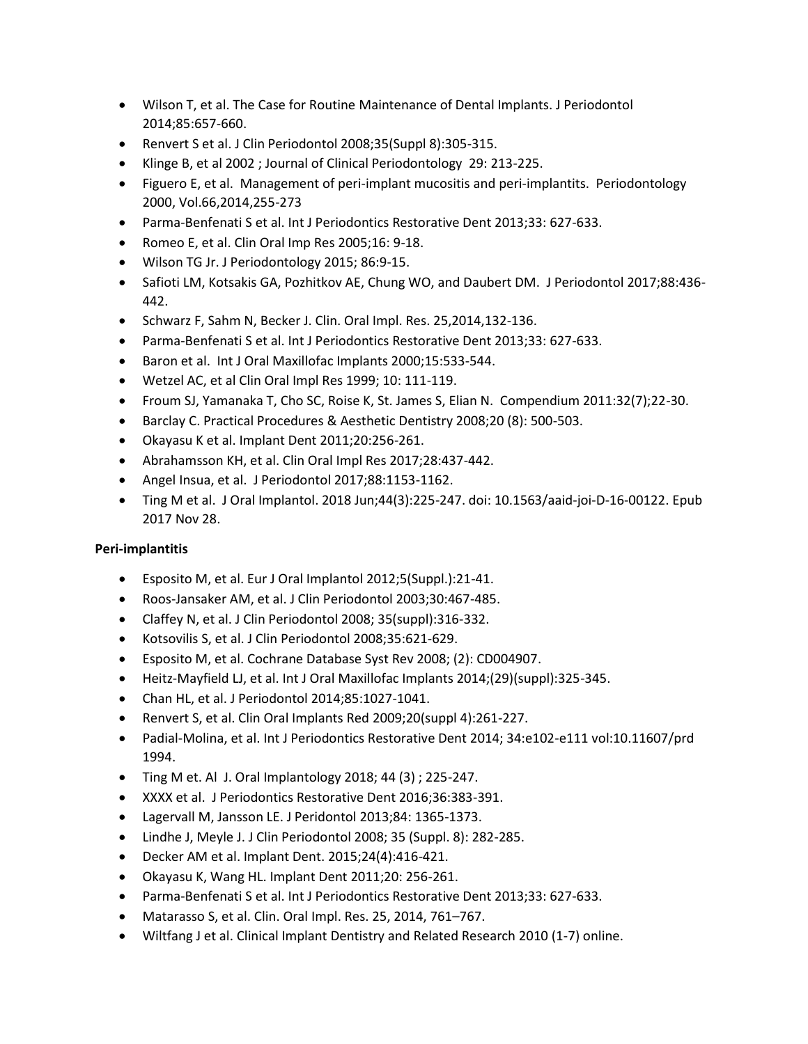- Wilson T, et al. The Case for Routine Maintenance of Dental Implants. J Periodontol 2014;85:657-660.
- Renvert S et al. J Clin Periodontol 2008;35(Suppl 8):305-315.
- Klinge B, et al 2002 ; Journal of Clinical Periodontology 29: 213-225.
- Figuero E, et al. Management of peri-implant mucositis and peri-implantits. Periodontology 2000, Vol.66,2014,255-273
- Parma-Benfenati S et al. Int J Periodontics Restorative Dent 2013;33: 627-633.
- Romeo E, et al. Clin Oral Imp Res 2005;16: 9-18.
- Wilson TG Jr. J Periodontology 2015; 86:9-15.
- Safioti LM, Kotsakis GA, Pozhitkov AE, Chung WO, and Daubert DM. J Periodontol 2017;88:436-442.
- Schwarz F, Sahm N, Becker J. Clin. Oral Impl. Res. 25,2014,132-136.
- Parma-Benfenati S et al. Int J Periodontics Restorative Dent 2013;33: 627-633.
- Baron et al. Int J Oral Maxillofac Implants 2000;15:533-544.
- Wetzel AC, et al Clin Oral Impl Res 1999; 10: 111-119.
- Froum SJ, Yamanaka T, Cho SC, Roise K, St. James S, Elian N. Compendium 2011:32(7);22-30.
- Barclay C. Practical Procedures & Aesthetic Dentistry 2008;20 (8): 500-503.
- Okayasu K et al. Implant Dent 2011;20:256-261.
- Abrahamsson KH, et al. Clin Oral Impl Res 2017;28:437-442.
- Angel Insua, et al. J Periodontol 2017;88:1153-1162.
- Ting M et al. J Oral Implantol. 2018 Jun;44(3):225-247. doi: 10.1563/aaid-joi-D-16-00122. Epub 2017 Nov 28.

**Peri-implantitis**

- Esposito M, et al. Eur J Oral Implantol 2012;5(Suppl.):21-41.
- Roos-Jansaker AM, et al. J Clin Periodontol 2003;30:467-485.
- Claffey N, et al. J Clin Periodontol 2008; 35(suppl):316-332.
- Kotsovilis S, et al. J Clin Periodontol 2008;35:621-629.
- Esposito M, et al. Cochrane Database Syst Rev 2008; (2): CD004907.
- Heitz-Mayfield LJ, et al. Int J Oral Maxillofac Implants 2014;(29)(suppl):325-345.
- Chan HL, et al. J Periodontol 2014;85:1027-1041.
- Renvert S, et al. Clin Oral Implants Red 2009;20(suppl 4):261-227.
- Padial-Molina, et al. Int J Periodontics Restorative Dent 2014; 34:e102-e111 vol:10.11607/prd 1994.
- Ting M et. Al J. Oral Implantology 2018; 44 (3) ; 225-247.
- XXXX et al. J Periodontics Restorative Dent 2016;36:383-391.
- Lagervall M, Jansson LE. J Peridontol 2013;84: 1365-1373.
- Lindhe J, Meyle J. J Clin Periodontol 2008; 35 (Suppl. 8): 282-285.
- Decker AM et al. Implant Dent. 2015;24(4):416-421.
- Okayasu K, Wang HL. Implant Dent 2011;20: 256-261.
- Parma-Benfenati S et al. Int J Periodontics Restorative Dent 2013;33: 627-633.
- Matarasso S, et al. Clin. Oral Impl. Res. 25, 2014, 761–767.
- Wiltfang J et al. Clinical Implant Dentistry and Related Research 2010 (1-7) online.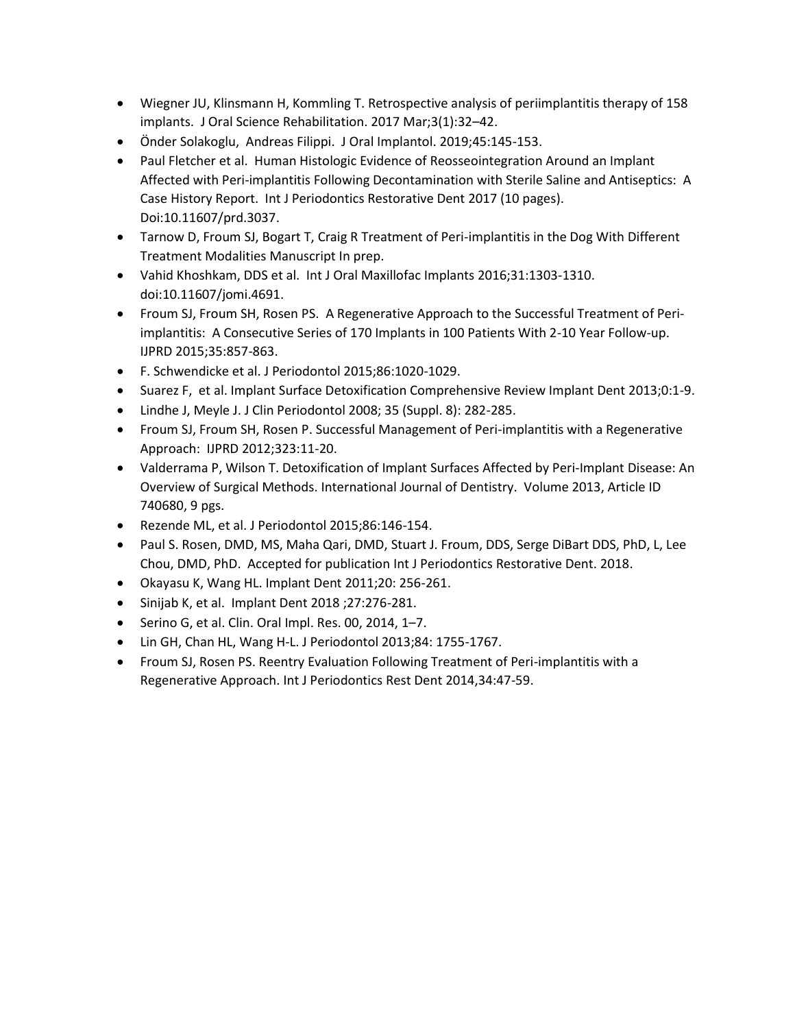- Wiegner JU, Klinsmann H, Kommling T. Retrospective analysis of periimplantitis therapy of 158 implants. J Oral Science Rehabilitation. 2017 Mar;3(1):32–42.
- Önder Solakoglu, Andreas Filippi. J Oral Implantol. 2019;45:145-153.
- Paul Fletcher et al. Human Histologic Evidence of Reosseointegration Around an Implant Affected with Peri-implantitis Following Decontamination with Sterile Saline and Antiseptics: A Case History Report. Int J Periodontics Restorative Dent 2017 (10 pages). Doi:10.11607/prd.3037.
- Tarnow D, Froum SJ, Bogart T, Craig R Treatment of Peri-implantitis in the Dog With Different Treatment Modalities Manuscript In prep.
- Vahid Khoshkam, DDS et al. Int J Oral Maxillofac Implants 2016;31:1303-1310. doi:10.11607/jomi.4691.
- Froum SJ, Froum SH, Rosen PS. A Regenerative Approach to the Successful Treatment of Peri-implantitis: A Consecutive Series of 170 Implants in 100 Patients With 2-10 Year Follow-up. IJPRD 2015;35:857-863.
- F. Schwendicke et al. J Periodontol 2015;86:1020-1029.
- Suarez F, et al. Implant Surface Detoxification Comprehensive Review Implant Dent 2013;0:1-9.
- Lindhe J, Meyle J. J Clin Periodontol 2008; 35 (Suppl. 8): 282-285.
- Froum SJ, Froum SH, Rosen P. Successful Management of Peri-implantitis with a Regenerative Approach: IJPRD 2012;323:11-20.
- Valderrama P, Wilson T. Detoxification of Implant Surfaces Affected by Peri-Implant Disease: An Overview of Surgical Methods. International Journal of Dentistry. Volume 2013, Article ID 740680, 9 pgs.
- Rezende ML, et al. J Periodontol 2015;86:146-154.
- Paul S. Rosen, DMD, MS, Maha Qari, DMD, Stuart J. Froum, DDS, Serge DiBart DDS, PhD, L, Lee Chou, DMD, PhD. Accepted for publication Int J Periodontics Restorative Dent. 2018.
- Okayasu K, Wang HL. Implant Dent 2011;20: 256-261.
- Sinijab K, et al. Implant Dent 2018 ;27:276-281.
- Serino G, et al. Clin. Oral Impl. Res. 00, 2014, 1–7.
- Lin GH, Chan HL, Wang H-L. J Periodontol 2013;84: 1755-1767.
- Froum SJ, Rosen PS. Reentry Evaluation Following Treatment of Peri-implantitis with a Regenerative Approach. Int J Periodontics Rest Dent 2014,34:47-59.